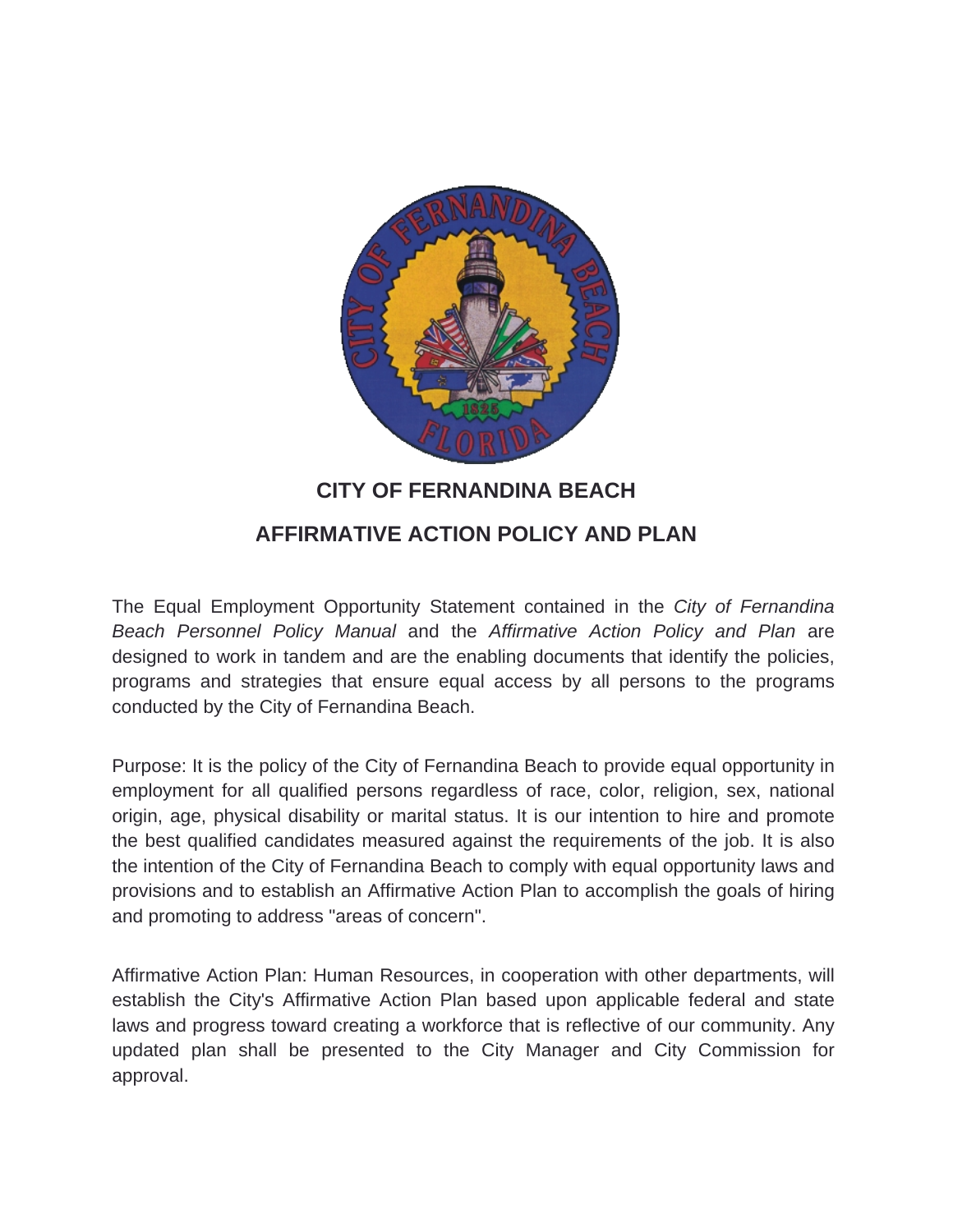# CITY OF FERNANDINA BEACH

# AFFIRMATIVE ACTION POLICY AND PLAN

The Equal Employment Opportunity Statement contained in the *City of Fernandina Beach Personnel Policy Manual* and the *Affirmative Action Policy and Plan* are designed to work in tandem and are the enabling documents that identify the policies, programs and strategies that ensure equal access by all persons to the programs conducted by the City of Fernandina Beach.

Purpose: It is the policy of the City of Fernandina Beach to provide equal opportunity in employment for all qualified persons regardless of race, color, religion, sex, national origin, age, physical disability or marital status. It is our intention to hire and promote the best qualified candidates measured against the requirements of the job. It is also the intention of the City of Fernandina Beach to comply with equal opportunity laws and provisions and to establish an Affirmative Action Plan to accomplish the goals of hiring and promoting to address "areas of concern".

Affirmative Action Plan: Human Resources, in cooperation with other departments, will establish the City's Affirmative Action Plan based upon applicable federal and state laws and progress toward creating a workforce that is reflective of our community. Any updated plan shall be presented to the City Manager and City Commission for approval.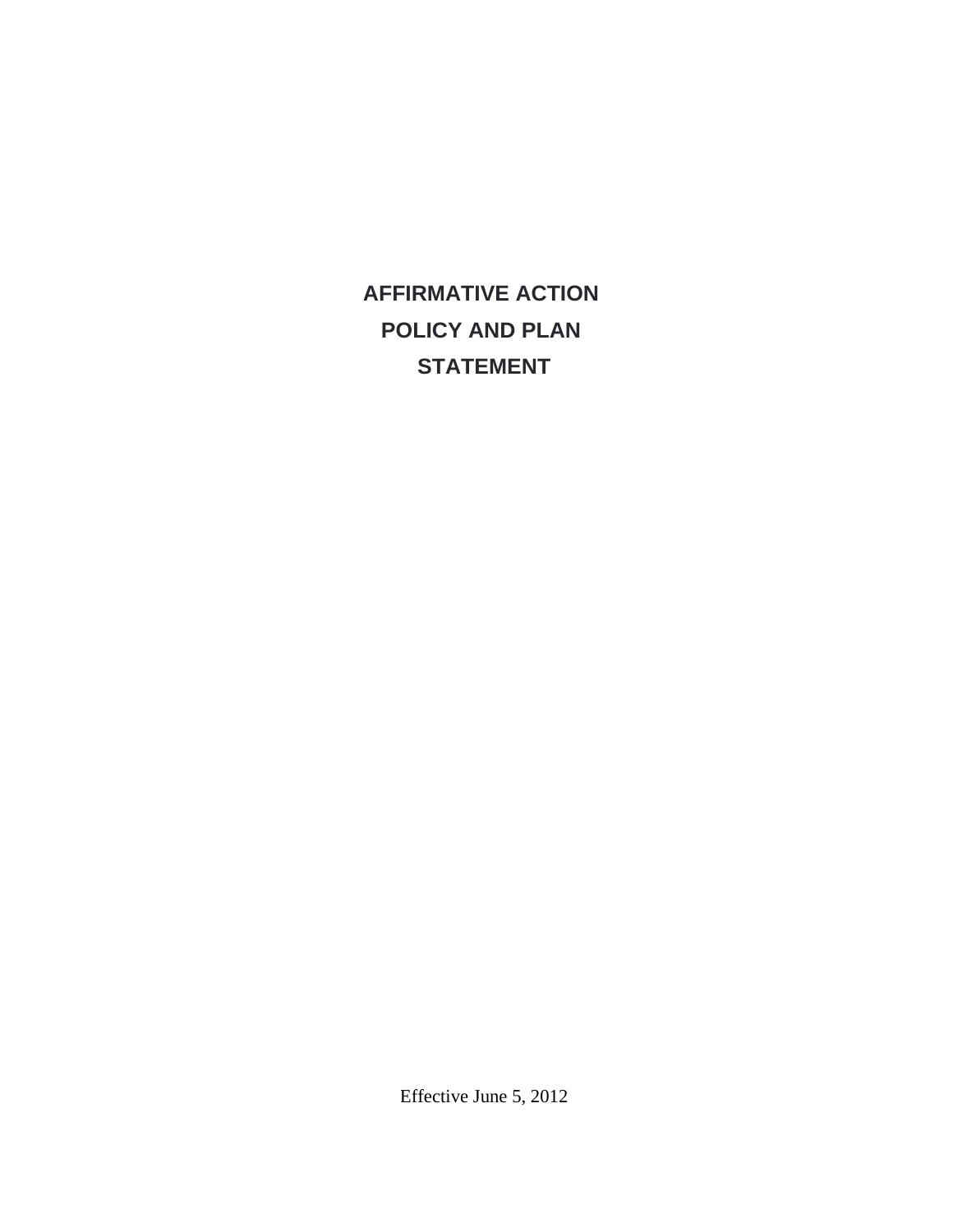# AFFIRMATIVE ACTION POLICY AND PLAN STATEMENT

Effective June 5, 2012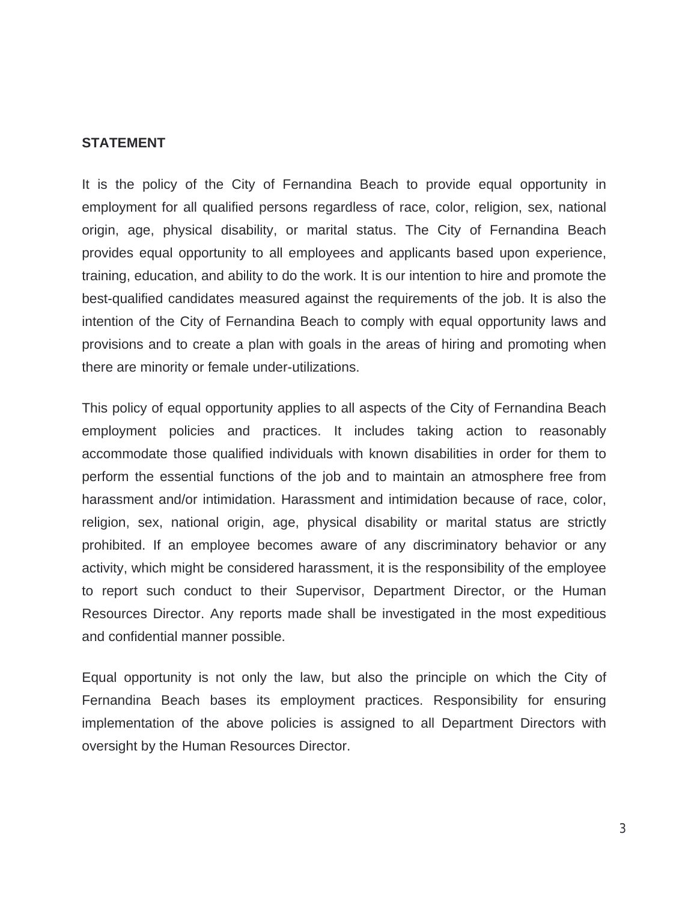**STATEMENT**

It is the policy of the City of Fernandina Beach to provide equal opportunity in employment for all qualified persons regardless of race, color, religion, sex, national origin, age, physical disability, or marital status. The City of Fernandina Beach provides equal opportunity to all employees and applicants based upon experience, training, education, and ability to do the work. It is our intention to hire and promote the best-qualified candidates measured against the requirements of the job. It is also the intention of the City of Fernandina Beach to comply with equal opportunity laws and provisions and to create a plan with goals in the areas of hiring and promoting when there are minority or female under-utilizations.

This policy of equal opportunity applies to all aspects of the City of Fernandina Beach employment policies and practices. It includes taking action to reasonably accommodate those qualified individuals with known disabilities in order for them to perform the essential functions of the job and to maintain an atmosphere free from harassment and/or intimidation. Harassment and intimidation because of race, color, religion, sex, national origin, age, physical disability or marital status are strictly prohibited. If an employee becomes aware of any discriminatory behavior or any activity, which might be considered harassment, it is the responsibility of the employee to report such conduct to their Supervisor, Department Director, or the Human Resources Director. Any reports made shall be investigated in the most expeditious and confidential manner possible.

Equal opportunity is not only the law, but also the principle on which the City of Fernandina Beach bases its employment practices. Responsibility for ensuring implementation of the above policies is assigned to all Department Directors with oversight by the Human Resources Director.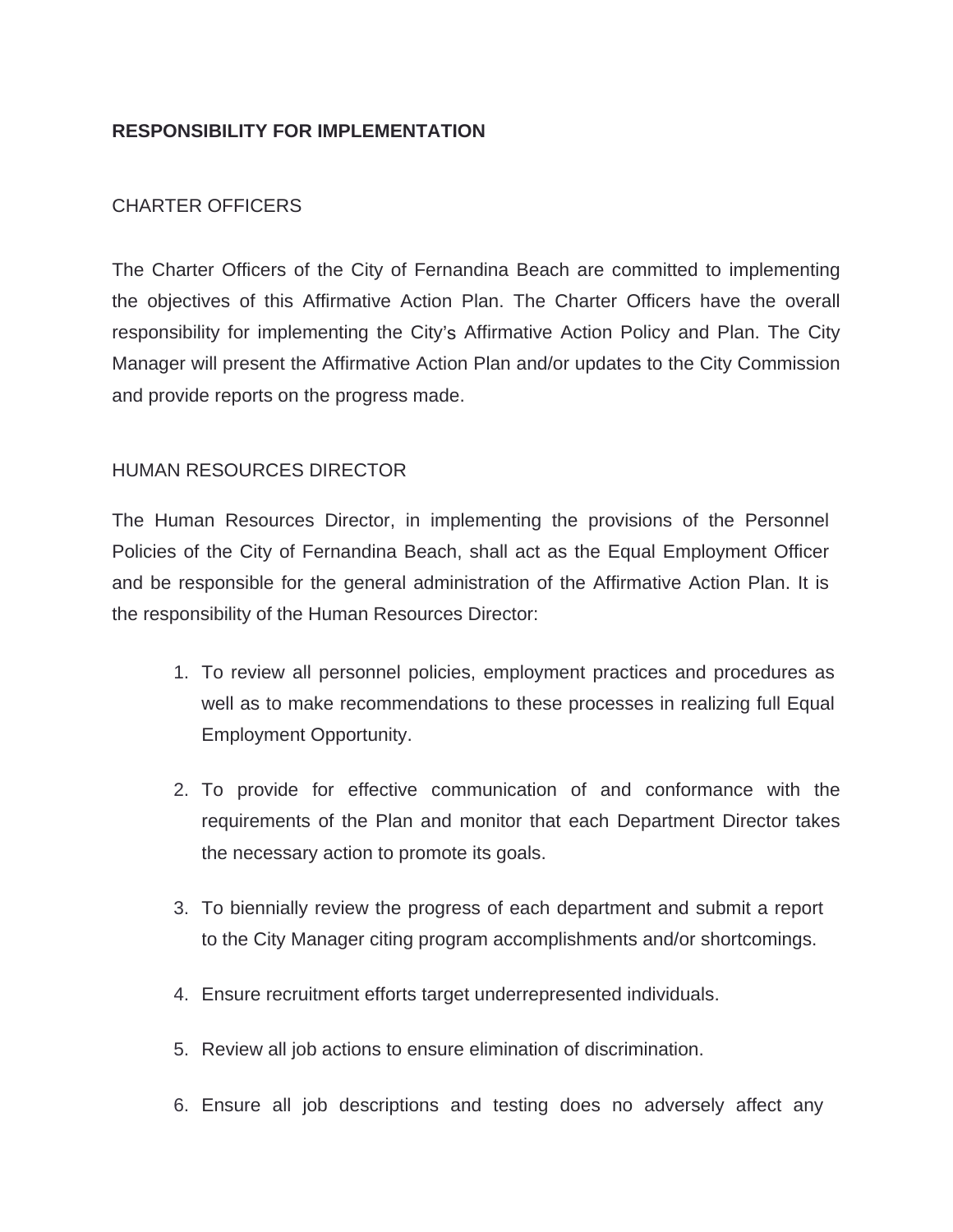**RESPONSIBILITY FOR IMPLEMENTATION**

CHARTER OFFICERS

The Charter Officers of the City of Fernandina Beach are committed to implementing the objectives of this Affirmative Action Plan. The Charter Officers have the overall responsibility for implementing the City's Affirmative Action Policy and Plan. The City Manager will present the Affirmative Action Plan and/or updates to the City Commission and provide reports on the progress made.

HUMAN RESOURCES DIRECTOR

The Human Resources Director, in implementing the provisions of the Personnel Policies of the City of Fernandina Beach, shall act as the Equal Employment Officer and be responsible for the general administration of the Affirmative Action Plan. It is the responsibility of the Human Resources Director:

1. To review all personnel policies, employment practices and procedures as well as to make recommendations to these processes in realizing full Equal Employment Opportunity.

2. To provide for effective communication of and conformance with the requirements of the Plan and monitor that each Department Director takes the necessary action to promote its goals.

3. To biennially review the progress of each department and submit a report to the City Manager citing program accomplishments and/or shortcomings.

4. Ensure recruitment efforts target underrepresented individuals.

5. Review all job actions to ensure elimination of discrimination.

6. Ensure all job descriptions and testing does no adversely affect any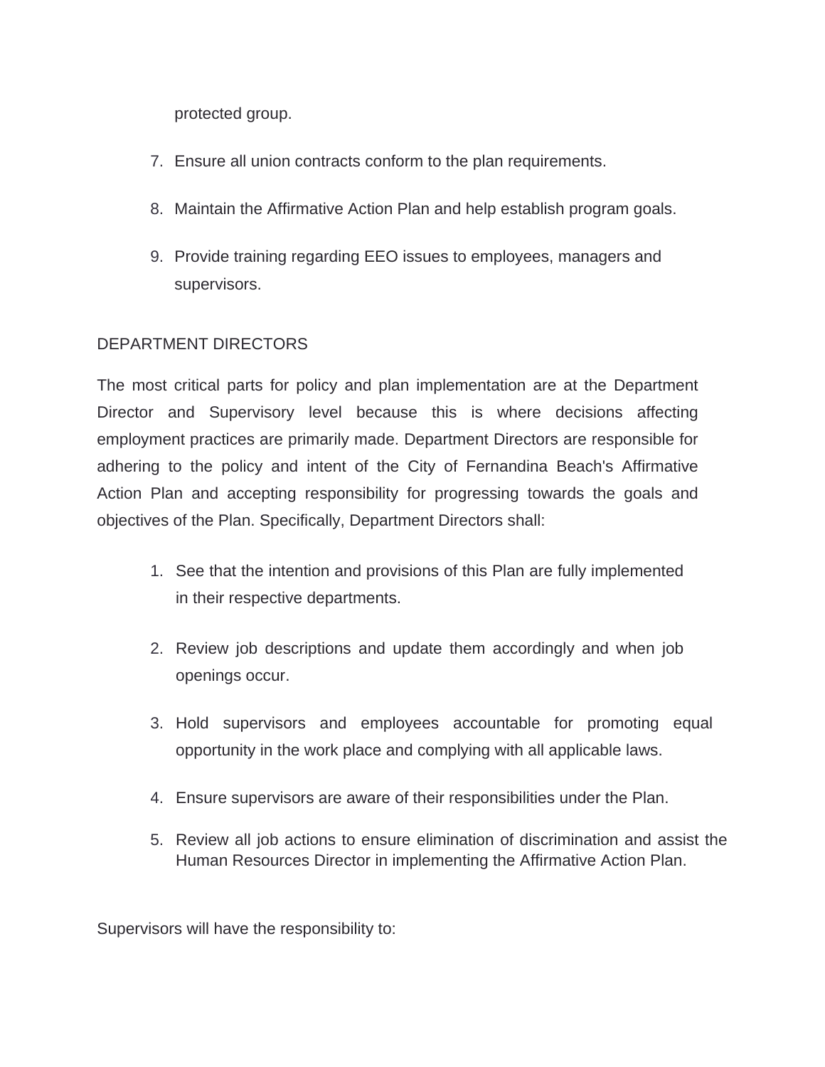protected group.

7. Ensure all union contracts conform to the plan requirements.

8. Maintain the Affirmative Action Plan and help establish program goals.

9. Provide training regarding EEO issues to employees, managers and supervisors.

DEPARTMENT DIRECTORS

The most critical parts for policy and plan implementation are at the Department Director and Supervisory level because this is where decisions affecting employment practices are primarily made. Department Directors are responsible for adhering to the policy and intent of the City of Fernandina Beach's Affirmative Action Plan and accepting responsibility for progressing towards the goals and objectives of the Plan. Specifically, Department Directors shall:

1. See that the intention and provisions of this Plan are fully implemented in their respective departments.

2. Review job descriptions and update them accordingly and when job openings occur.

3. Hold supervisors and employees accountable for promoting equal opportunity in the work place and complying with all applicable laws.

4. Ensure supervisors are aware of their responsibilities under the Plan.

5. Review all job actions to ensure elimination of discrimination and assist the Human Resources Director in implementing the Affirmative Action Plan.

Supervisors will have the responsibility to: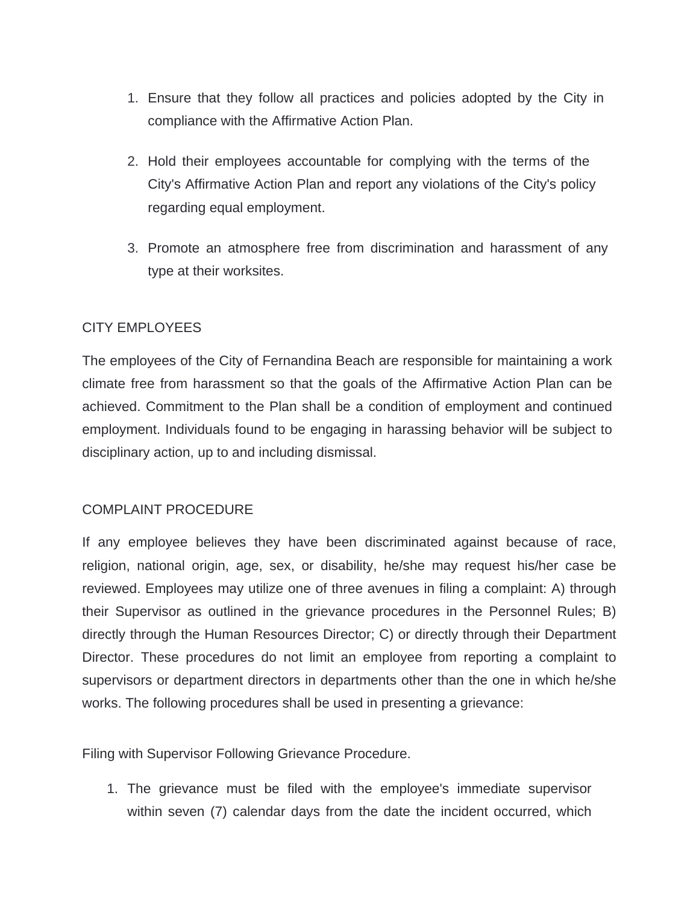1. Ensure that they follow all practices and policies adopted by the City in compliance with the Affirmative Action Plan.

2. Hold their employees accountable for complying with the terms of the City's Affirmative Action Plan and report any violations of the City's policy regarding equal employment.

3. Promote an atmosphere free from discrimination and harassment of any type at their worksites.

## CITY EMPLOYEES

The employees of the City of Fernandina Beach are responsible for maintaining a work climate free from harassment so that the goals of the Affirmative Action Plan can be achieved. Commitment to the Plan shall be a condition of employment and continued employment. Individuals found to be engaging in harassing behavior will be subject to disciplinary action, up to and including dismissal.

## COMPLAINT PROCEDURE

If any employee believes they have been discriminated against because of race, religion, national origin, age, sex, or disability, he/she may request his/her case be reviewed. Employees may utilize one of three avenues in filing a complaint: A) through their Supervisor as outlined in the grievance procedures in the Personnel Rules; B) directly through the Human Resources Director; C) or directly through their Department Director. These procedures do not limit an employee from reporting a complaint to supervisors or department directors in departments other than the one in which he/she works. The following procedures shall be used in presenting a grievance:

Filing with Supervisor Following Grievance Procedure.

1. The grievance must be filed with the employee's immediate supervisor within seven (7) calendar days from the date the incident occurred, which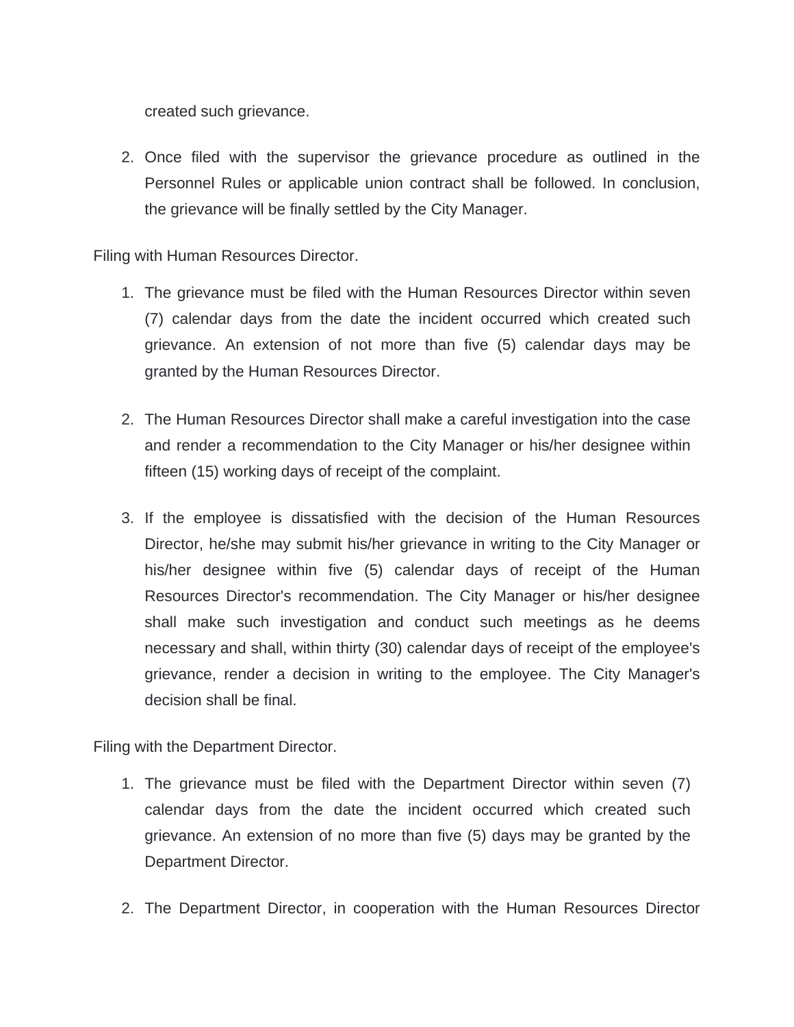created such grievance.

2. Once filed with the supervisor the grievance procedure as outlined in the Personnel Rules or applicable union contract shall be followed. In conclusion, the grievance will be finally settled by the City Manager.

Filing with Human Resources Director.

1. The grievance must be filed with the Human Resources Director within seven (7) calendar days from the date the incident occurred which created such grievance. An extension of not more than five (5) calendar days may be granted by the Human Resources Director.

2. The Human Resources Director shall make a careful investigation into the case and render a recommendation to the City Manager or his/her designee within fifteen (15) working days of receipt of the complaint.

3. If the employee is dissatisfied with the decision of the Human Resources Director, he/she may submit his/her grievance in writing to the City Manager or his/her designee within five (5) calendar days of receipt of the Human Resources Director's recommendation. The City Manager or his/her designee shall make such investigation and conduct such meetings as he deems necessary and shall, within thirty (30) calendar days of receipt of the employee's grievance, render a decision in writing to the employee. The City Manager's decision shall be final.

Filing with the Department Director.

1. The grievance must be filed with the Department Director within seven (7) calendar days from the date the incident occurred which created such grievance. An extension of no more than five (5) days may be granted by the Department Director.

2. The Department Director, in cooperation with the Human Resources Director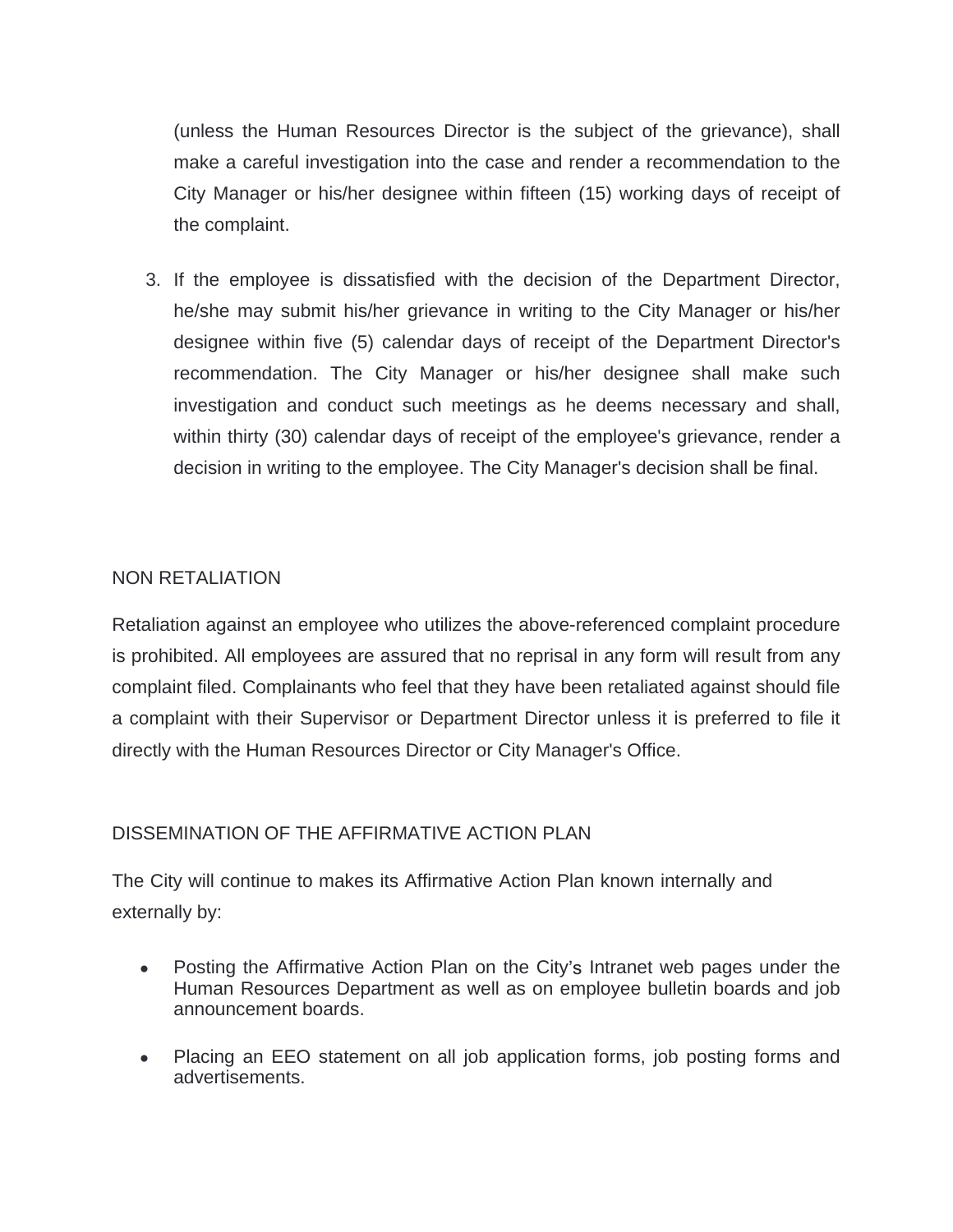(unless the Human Resources Director is the subject of the grievance), shall make a careful investigation into the case and render a recommendation to the City Manager or his/her designee within fifteen (15) working days of receipt of the complaint.

3. If the employee is dissatisfied with the decision of the Department Director, he/she may submit his/her grievance in writing to the City Manager or his/her designee within five (5) calendar days of receipt of the Department Director's recommendation. The City Manager or his/her designee shall make such investigation and conduct such meetings as he deems necessary and shall, within thirty (30) calendar days of receipt of the employee's grievance, render a decision in writing to the employee. The City Manager's decision shall be final.

## NON RETALIATION

Retaliation against an employee who utilizes the above-referenced complaint procedure is prohibited. All employees are assured that no reprisal in any form will result from any complaint filed. Complainants who feel that they have been retaliated against should file a complaint with their Supervisor or Department Director unless it is preferred to file it directly with the Human Resources Director or City Manager's Office.

## DISSEMINATION OF THE AFFIRMATIVE ACTION PLAN

The City will continue to makes its Affirmative Action Plan known internally and externally by:

- Posting the Affirmative Action Plan on the City's Intranet web pages under the Human Resources Department as well as on employee bulletin boards and job announcement boards.
- Placing an EEO statement on all job application forms, job posting forms and advertisements.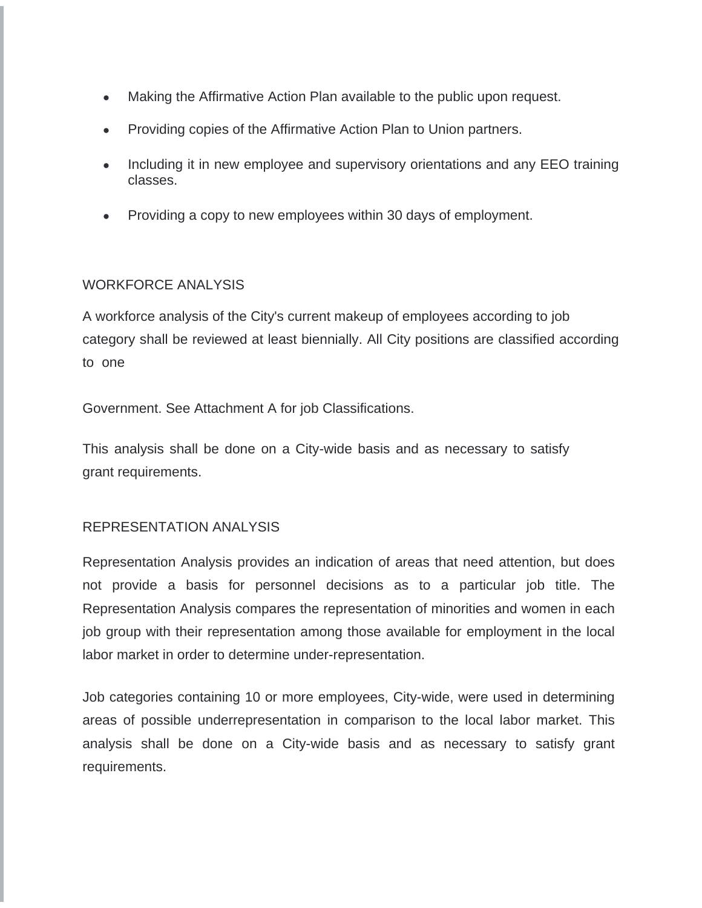- Making the Affirmative Action Plan available to the public upon request.
- Providing copies of the Affirmative Action Plan to Union partners.
- Including it in new employee and supervisory orientations and any EEO training classes.
- Providing a copy to new employees within 30 days of employment.

## WORKFORCE ANALYSIS

A workforce analysis of the City's current makeup of employees according to job category shall be reviewed at least biennially. All City positions are classified according to one

Government. See Attachment A for job Classifications.

This analysis shall be done on a City-wide basis and as necessary to satisfy grant requirements.

## REPRESENTATION ANALYSIS

Representation Analysis provides an indication of areas that need attention, but does not provide a basis for personnel decisions as to a particular job title. The Representation Analysis compares the representation of minorities and women in each job group with their representation among those available for employment in the local labor market in order to determine under-representation.

Job categories containing 10 or more employees, City-wide, were used in determining areas of possible underrepresentation in comparison to the local labor market. This analysis shall be done on a City-wide basis and as necessary to satisfy grant requirements.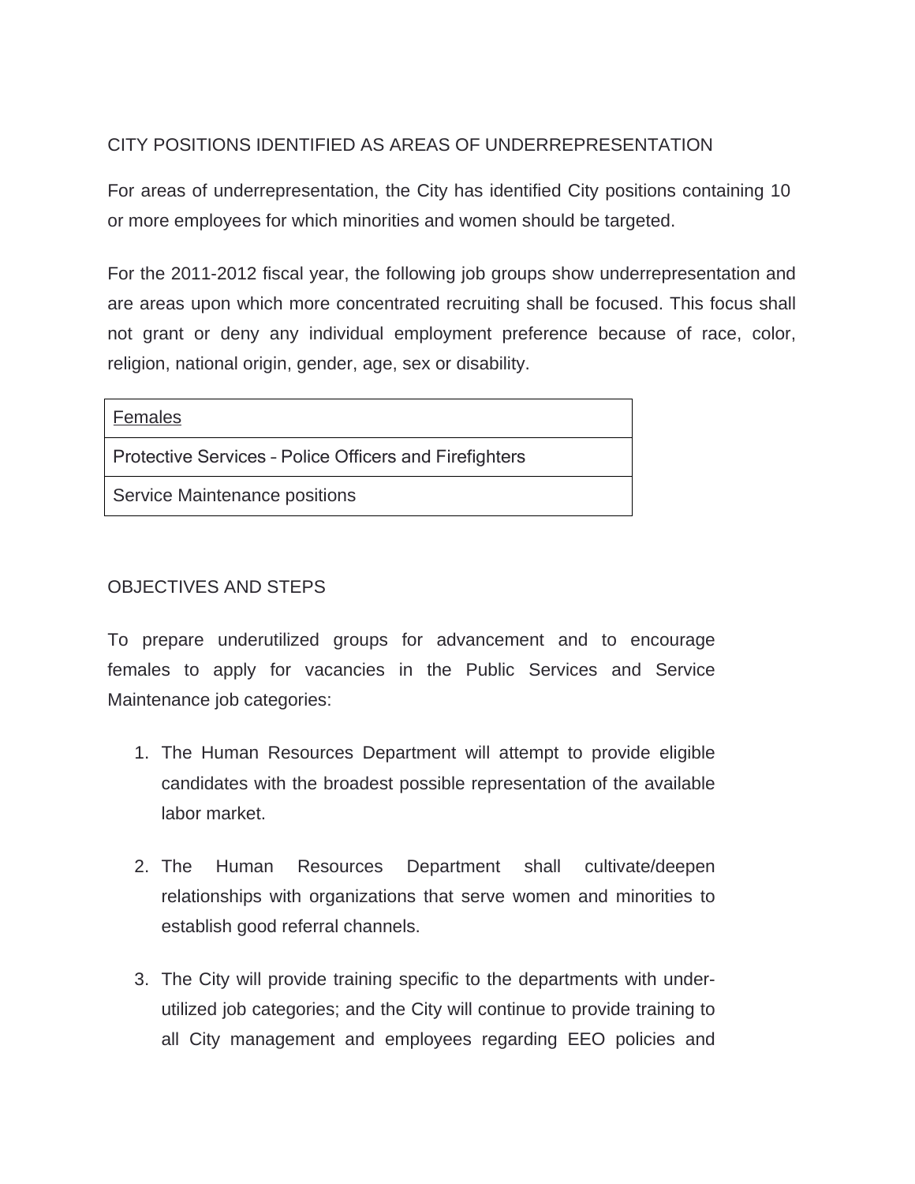## CITY POSITIONS IDENTIFIED AS AREAS OF UNDERREPRESENTATION

For areas of underrepresentation, the City has identified City positions containing 10 or more employees for which minorities and women should be targeted.

For the 2011-2012 fiscal year, the following job groups show underrepresentation and are areas upon which more concentrated recruiting shall be focused. This focus shall not grant or deny any individual employment preference because of race, color, religion, national origin, gender, age, sex or disability.

| Females |
|---|
| Protective Services – Police Officers and Firefighters |
| Service Maintenance positions |

## OBJECTIVES AND STEPS

To prepare underutilized groups for advancement and to encourage females to apply for vacancies in the Public Services and Service Maintenance job categories:

1. The Human Resources Department will attempt to provide eligible candidates with the broadest possible representation of the available labor market.

2. The Human Resources Department shall cultivate/deepen relationships with organizations that serve women and minorities to establish good referral channels.

3. The City will provide training specific to the departments with under-utilized job categories; and the City will continue to provide training to all City management and employees regarding EEO policies and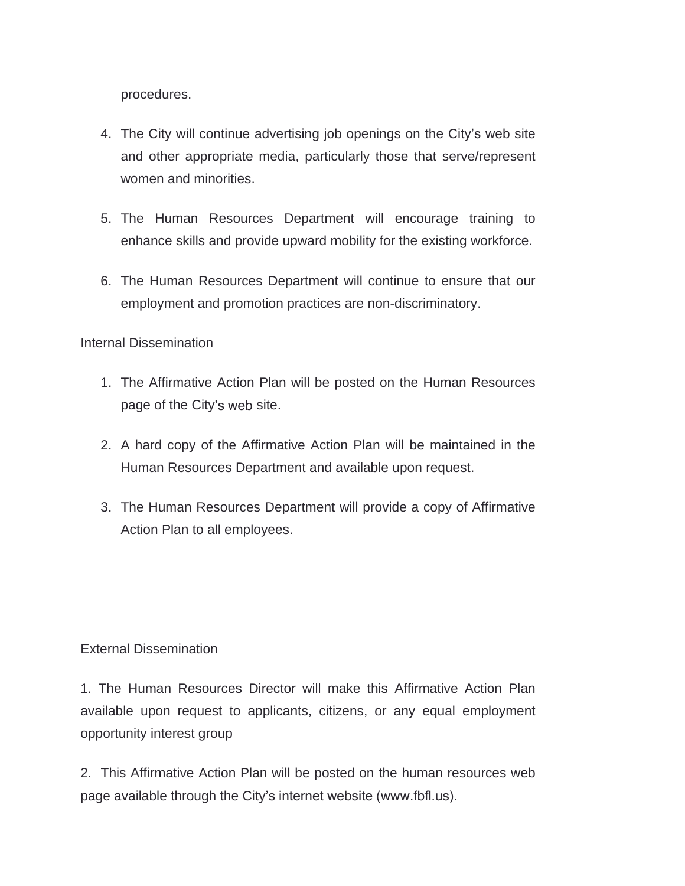procedures.

4. The City will continue advertising job openings on the City's web site and other appropriate media, particularly those that serve/represent women and minorities.

5. The Human Resources Department will encourage training to enhance skills and provide upward mobility for the existing workforce.

6. The Human Resources Department will continue to ensure that our employment and promotion practices are non-discriminatory.

Internal Dissemination

1. The Affirmative Action Plan will be posted on the Human Resources page of the City's web site.

2. A hard copy of the Affirmative Action Plan will be maintained in the Human Resources Department and available upon request.

3. The Human Resources Department will provide a copy of Affirmative Action Plan to all employees.

External Dissemination

1. The Human Resources Director will make this Affirmative Action Plan available upon request to applicants, citizens, or any equal employment opportunity interest group

2. This Affirmative Action Plan will be posted on the human resources web page available through the City's internet website (www.fbfl.us).